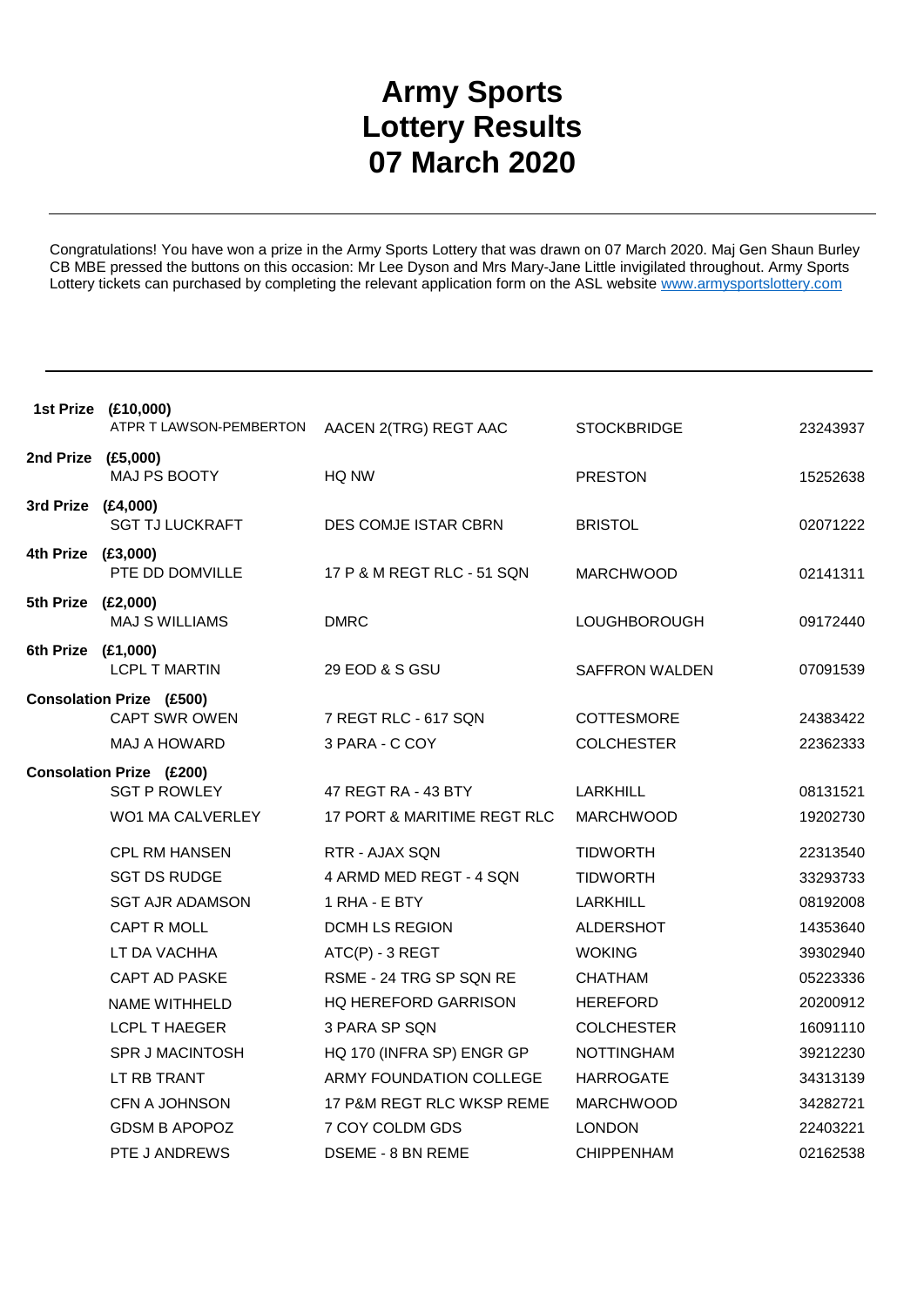# Army Sports Lottery Results 07 March 2020

Congratulations! You have won a prize in the Army Sports Lottery that was drawn on 07 March 2020. Maj Gen Shaun Burley CB MBE pressed the buttons on this occasion: Mr Lee Dyson and Mrs Mary-Jane Little invigilated throughout. Army Sports Lottery tickets can purchased by completing the relevant application form on the ASL website [www.armysportslottery.com](http://www.armysportslottery.com)

| Prize | Name | Unit | Location | Number |
|---|---|---|---|---|
| **1st Prize (£10,000)** | ATPR T LAWSON-PEMBERTON | AACEN 2(TRG) REGT AAC | STOCKBRIDGE | 23243937 |
| **2nd Prize (£5,000)** | MAJ PS BOOTY | HQ NW | PRESTON | 15252638 |
| **3rd Prize (£4,000)** | SGT TJ LUCKRAFT | DES COMJE ISTAR CBRN | BRISTOL | 02071222 |
| **4th Prize (£3,000)** | PTE DD DOMVILLE | 17 P & M REGT RLC - 51 SQN | MARCHWOOD | 02141311 |
| **5th Prize (£2,000)** | MAJ S WILLIAMS | DMRC | LOUGHBOROUGH | 09172440 |
| **6th Prize (£1,000)** | LCPL T MARTIN | 29 EOD & S GSU | SAFFRON WALDEN | 07091539 |
| **Consolation Prize (£500)** | CAPT SWR OWEN | 7 REGT RLC - 617 SQN | COTTESMORE | 24383422 |
| | MAJ A HOWARD | 3 PARA - C COY | COLCHESTER | 22362333 |
| **Consolation Prize (£200)** | SGT P ROWLEY | 47 REGT RA - 43 BTY | LARKHILL | 08131521 |
| | WO1 MA CALVERLEY | 17 PORT & MARITIME REGT RLC | MARCHWOOD | 19202730 |
| | CPL RM HANSEN | RTR - AJAX SQN | TIDWORTH | 22313540 |
| | SGT DS RUDGE | 4 ARMD MED REGT - 4 SQN | TIDWORTH | 33293733 |
| | SGT AJR ADAMSON | 1 RHA - E BTY | LARKHILL | 08192008 |
| | CAPT R MOLL | DCMH LS REGION | ALDERSHOT | 14353640 |
| | LT DA VACHHA | ATC(P) - 3 REGT | WOKING | 39302940 |
| | CAPT AD PASKE | RSME - 24 TRG SP SQN RE | CHATHAM | 05223336 |
| | NAME WITHHELD | HQ HEREFORD GARRISON | HEREFORD | 20200912 |
| | LCPL T HAEGER | 3 PARA SP SQN | COLCHESTER | 16091110 |
| | SPR J MACINTOSH | HQ 170 (INFRA SP) ENGR GP | NOTTINGHAM | 39212230 |
| | LT RB TRANT | ARMY FOUNDATION COLLEGE | HARROGATE | 34313139 |
| | CFN A JOHNSON | 17 P&M REGT RLC WKSP REME | MARCHWOOD | 34282721 |
| | GDSM B APOPOZ | 7 COY COLDM GDS | LONDON | 22403221 |
| | PTE J ANDREWS | DSEME - 8 BN REME | CHIPPENHAM | 02162538 |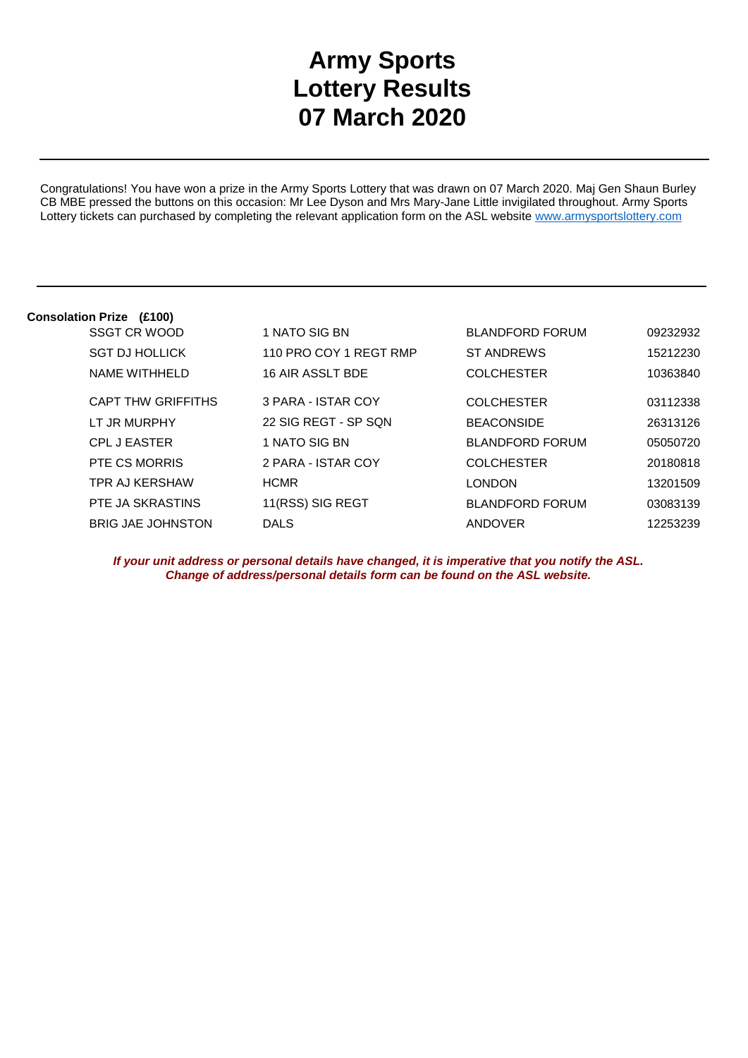# Army Sports Lottery Results 07 March 2020

Congratulations! You have won a prize in the Army Sports Lottery that was drawn on 07 March 2020. Maj Gen Shaun Burley CB MBE pressed the buttons on this occasion: Mr Lee Dyson and Mrs Mary-Jane Little invigilated throughout. Army Sports Lottery tickets can purchased by completing the relevant application form on the ASL website www.armysportslottery.com

**Consolation Prize (£100)**

| | | | |
|---|---|---|---|
| SSGT CR WOOD | 1 NATO SIG BN | BLANDFORD FORUM | 09232932 |
| SGT DJ HOLLICK | 110 PRO COY 1 REGT RMP | ST ANDREWS | 15212230 |
| NAME WITHHELD | 16 AIR ASSLT BDE | COLCHESTER | 10363840 |
| CAPT THW GRIFFITHS | 3 PARA - ISTAR COY | COLCHESTER | 03112338 |
| LT JR MURPHY | 22 SIG REGT - SP SQN | BEACONSIDE | 26313126 |
| CPL J EASTER | 1 NATO SIG BN | BLANDFORD FORUM | 05050720 |
| PTE CS MORRIS | 2 PARA - ISTAR COY | COLCHESTER | 20180818 |
| TPR AJ KERSHAW | HCMR | LONDON | 13201509 |
| PTE JA SKRASTINS | 11(RSS) SIG REGT | BLANDFORD FORUM | 03083139 |
| BRIG JAE JOHNSTON | DALS | ANDOVER | 12253239 |

***If your unit address or personal details have changed, it is imperative that you notify the ASL. Change of address/personal details form can be found on the ASL website.***